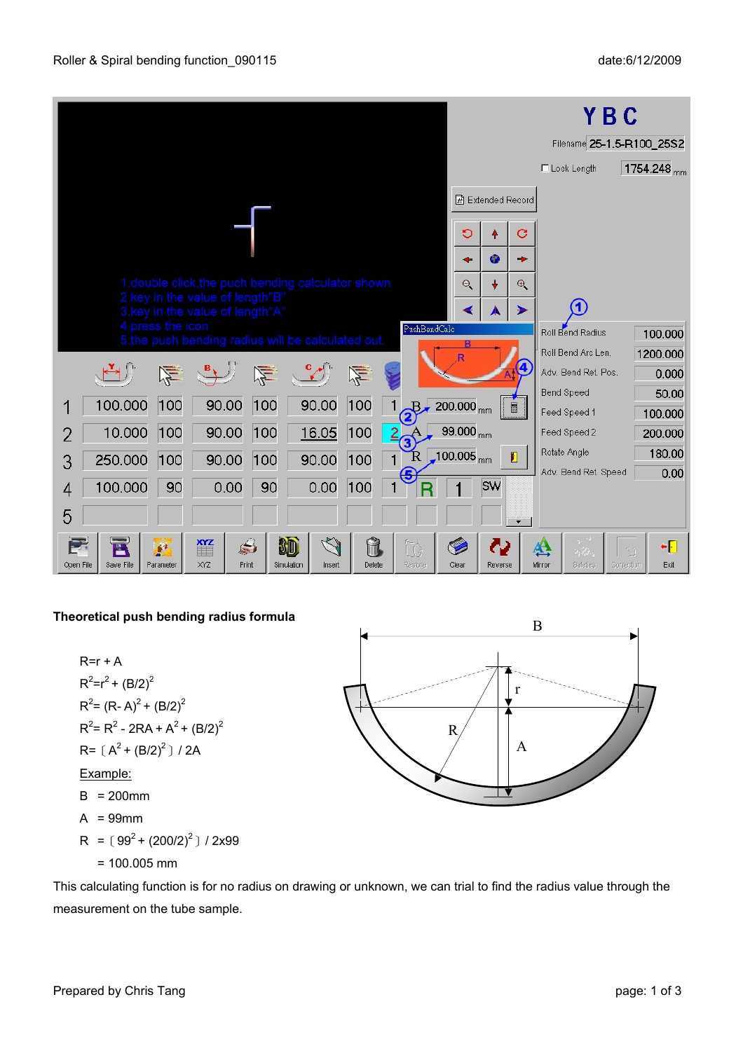### Theoretical push bending radius formula

$R = r + A$

$R^2 = r^2 + (B/2)^2$

$R^2 = (R - A)^2 + (B/2)^2$

$R^2 = R^2 - 2RA + A^2 + (B/2)^2$

$R = [A^2 + (B/2)^2] / 2A$

Example:

$B = 200\text{mm}$

$A = 99\text{mm}$

$R = [99^2 + (200/2)^2] / 2 \times 99$

$= 100.005\text{ mm}$

This calculating function is for no radius on drawing or unknown, we can trial to find the radius value through the measurement on the tube sample.

Prepared by Chris Tang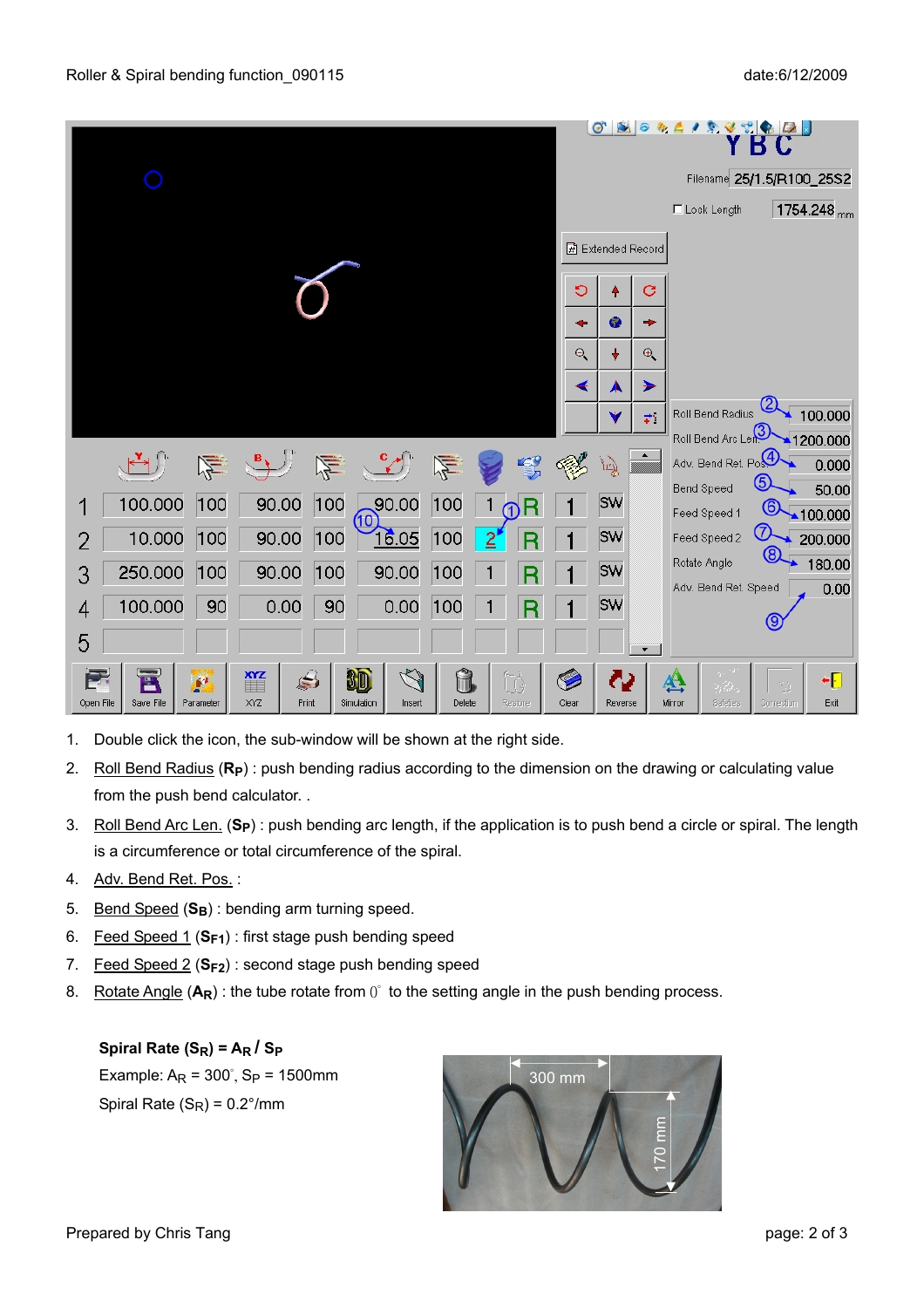1. Double click the icon, the sub-window will be shown at the right side.
2. Roll Bend Radius ($R_P$) : push bending radius according to the dimension on the drawing or calculating value from the push bend calculator. .
3. Roll Bend Arc Len. ($S_P$) : push bending arc length, if the application is to push bend a circle or spiral. The length is a circumference or total circumference of the spiral.
4. Adv. Bend Ret. Pos. :
5. Bend Speed ($S_B$) : bending arm turning speed.
6. Feed Speed 1 ($S_{F1}$) : first stage push bending speed
7. Feed Speed 2 ($S_{F2}$) : second stage push bending speed
8. Rotate Angle ($A_R$) : the tube rotate from 0° to the setting angle in the push bending process.

**Spiral Rate ($S_R$) = $A_R$ / $S_P$**

Example: $A_R$ = 300°, $S_P$ = 1500mm

Spiral Rate ($S_R$) = 0.2°/mm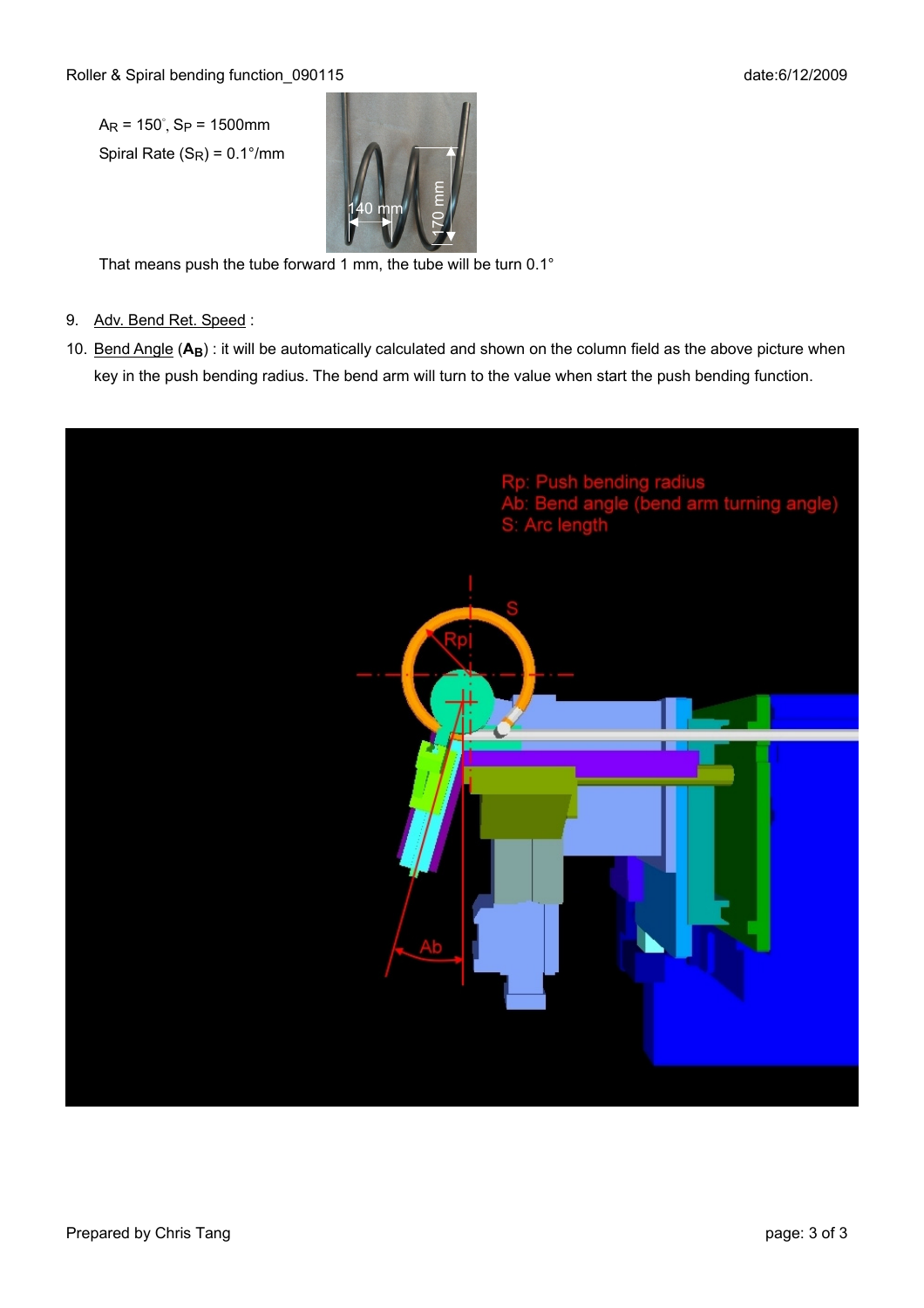$A_R$ = 150°, $S_P$ = 1500mm

Spiral Rate ($S_R$) = 0.1°/mm

140 mm

170 mm

That means push the tube forward 1 mm, the tube will be turn 0.1°

9. Adv. Bend Ret. Speed :
10. Bend Angle (**$A_B$**) : it will be automatically calculated and shown on the column field as the above picture when key in the push bending radius. The bend arm will turn to the value when start the push bending function.

Rp: Push bending radius

Ab: Bend angle (bend arm turning angle)

S: Arc length

S

Rp

Ab